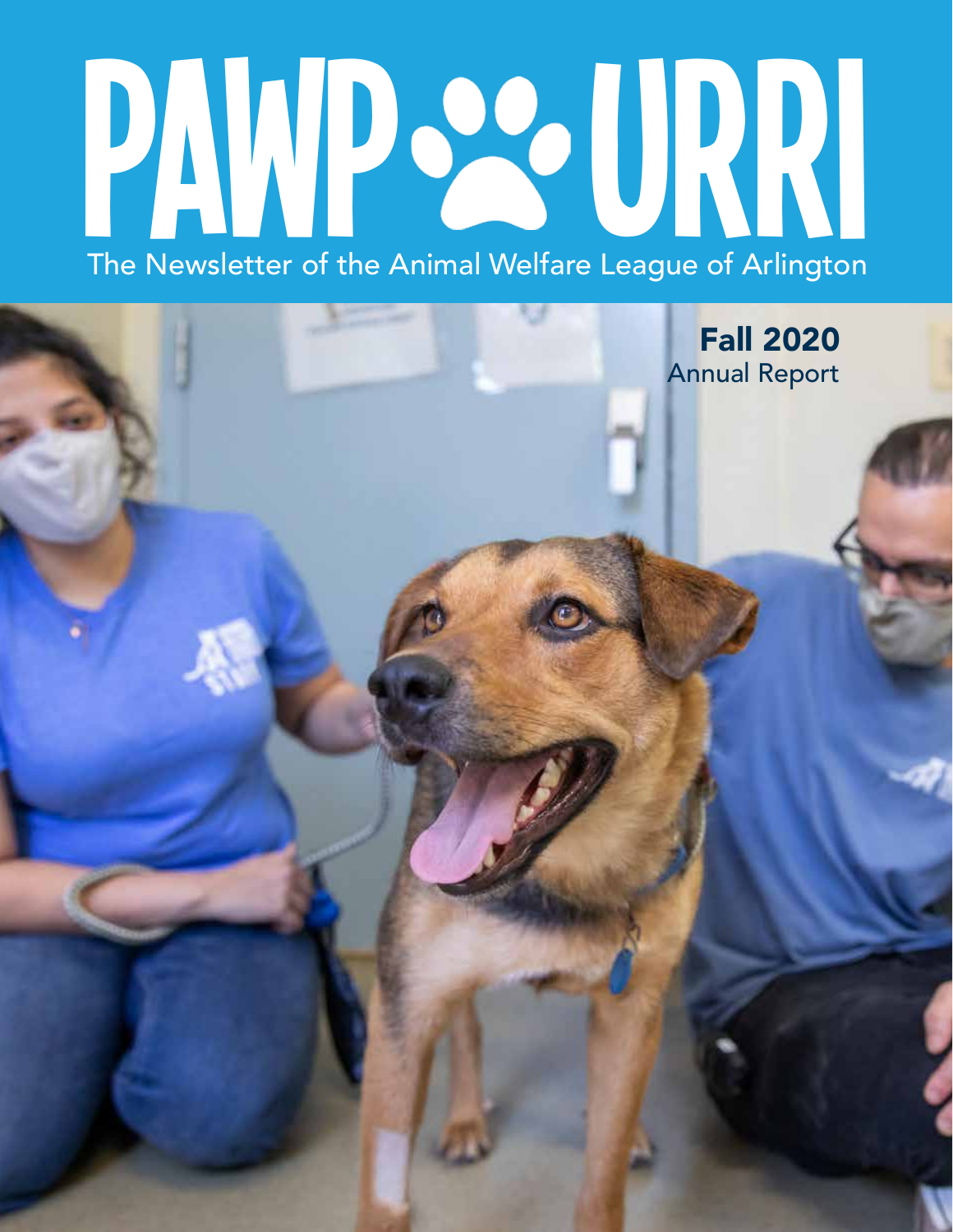# PAWPURRI

The Newsletter of the Animal Welfare League of Arlington

**Fall 2020**
Annual Report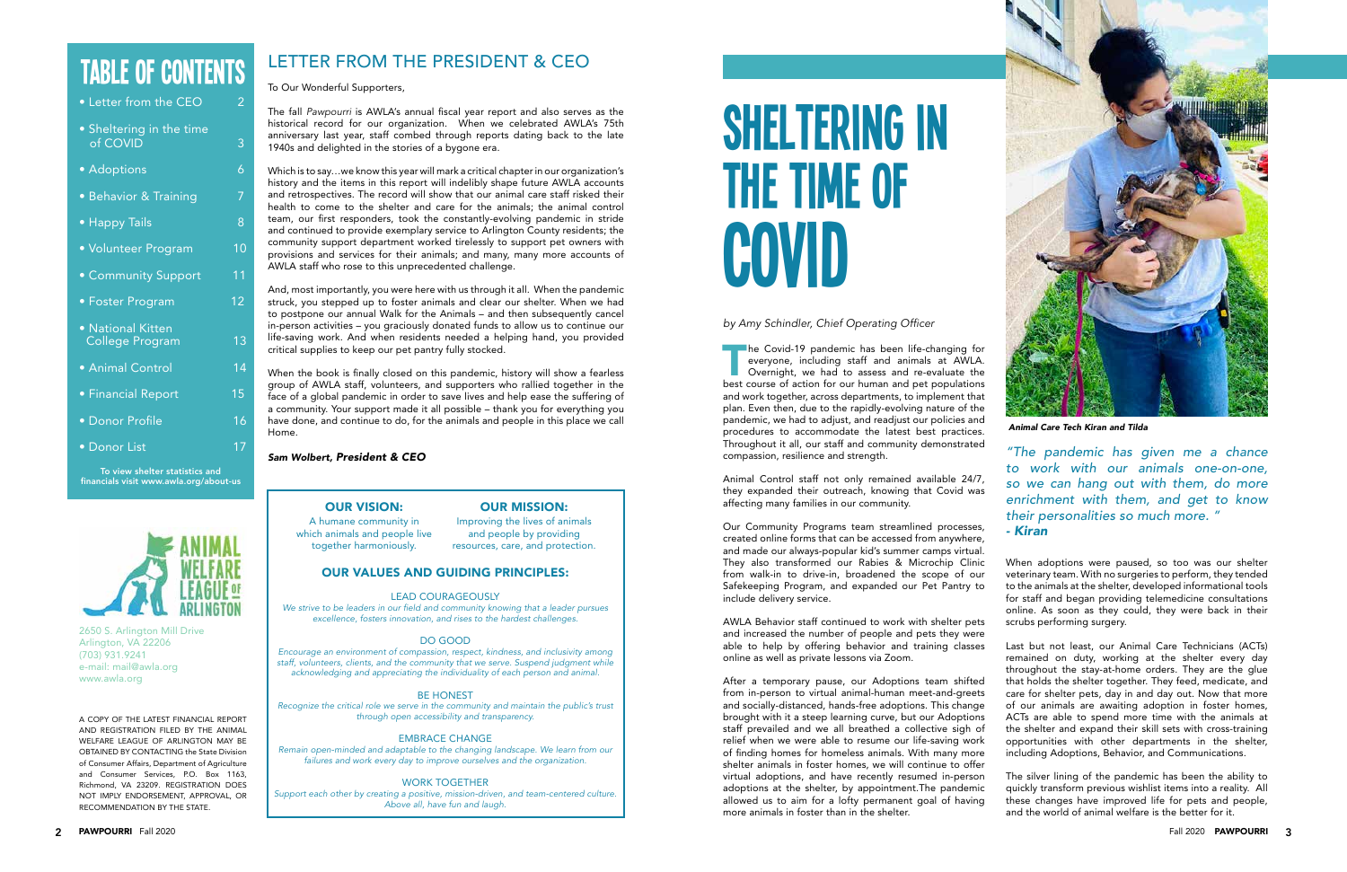# TABLE OF CONTENTS

| | |
|---|---|
| • Letter from the CEO | 2 |
| • Sheltering in the time of COVID | 3 |
| • Adoptions | 6 |
| • Behavior & Training | 7 |
| • Happy Tails | 8 |
| • Volunteer Program | 10 |
| • Community Support | 11 |
| • Foster Program | 12 |
| • National Kitten College Program | 13 |
| • Animal Control | 14 |
| • Financial Report | 15 |
| • Donor Profile | 16 |
| • Donor List | 17 |

**To view shelter statistics and financials visit www.awla.org/about-us**

ANIMAL WELFARE LEAGUE OF ARLINGTON

2650 S. Arlington Mill Drive
Arlington, VA 22206
(703) 931.9241
e-mail: mail@awla.org
www.awla.org

A COPY OF THE LATEST FINANCIAL REPORT AND REGISTRATION FILED BY THE ANIMAL WELFARE LEAGUE OF ARLINGTON MAY BE OBTAINED BY CONTACTING the State Division of Consumer Affairs, Department of Agriculture and Consumer Services, P.O. Box 1163, Richmond, VA 23209. REGISTRATION DOES NOT IMPLY ENDORSEMENT, APPROVAL, OR RECOMMENDATION BY THE STATE.

## LETTER FROM THE PRESIDENT & CEO

To Our Wonderful Supporters,

The fall *Pawpourri* is AWLA's annual fiscal year report and also serves as the historical record for our organization. When we celebrated AWLA's 75th anniversary last year, staff combed through reports dating back to the late 1940s and delighted in the stories of a bygone era.

Which is to say…we know this year will mark a critical chapter in our organization's history and the items in this report will indelibly shape future AWLA accounts and retrospectives. The record will show that our animal care staff risked their health to come to the shelter and care for the animals; the animal control team, our first responders, took the constantly-evolving pandemic in stride and continued to provide exemplary service to Arlington County residents; the community support department worked tirelessly to support pet owners with provisions and services for their animals; and many, many more accounts of AWLA staff who rose to this unprecedented challenge.

And, most importantly, you were here with us through it all. When the pandemic struck, you stepped up to foster animals and clear our shelter. When we had to postpone our annual Walk for the Animals – and then subsequently cancel in-person activities – you graciously donated funds to allow us to continue our life-saving work. And when residents needed a helping hand, you provided critical supplies to keep our pet pantry fully stocked.

When the book is finally closed on this pandemic, history will show a fearless group of AWLA staff, volunteers, and supporters who rallied together in the face of a global pandemic in order to save lives and help ease the suffering of a community. Your support made it all possible – thank you for everything you have done, and continue to do, for the animals and people in this place we call Home.

***Sam Wolbert, President & CEO***

### OUR VISION:

A humane community in which animals and people live together harmoniously.

### OUR MISSION:

Improving the lives of animals and people by providing resources, care, and protection.

### OUR VALUES AND GUIDING PRINCIPLES:

LEAD COURAGEOUSLY

*We strive to be leaders in our field and community knowing that a leader pursues excellence, fosters innovation, and rises to the hardest challenges.*

DO GOOD

*Encourage an environment of compassion, respect, kindness, and inclusivity among staff, volunteers, clients, and the community that we serve. Suspend judgment while acknowledging and appreciating the individuality of each person and animal.*

BE HONEST

*Recognize the critical role we serve in the community and maintain the public's trust through open accessibility and transparency.*

EMBRACE CHANGE

*Remain open-minded and adaptable to the changing landscape. We learn from our failures and work every day to improve ourselves and the organization.*

WORK TOGETHER

*Support each other by creating a positive, mission-driven, and team-centered culture. Above all, have fun and laugh.*

# SHELTERING IN THE TIME OF COVID

*by Amy Schindler, Chief Operating Officer*

The Covid-19 pandemic has been life-changing for everyone, including staff and animals at AWLA. Overnight, we had to assess and re-evaluate the best course of action for our human and pet populations and work together, across departments, to implement that plan. Even then, due to the rapidly-evolving nature of the pandemic, we had to adjust, and readjust our policies and procedures to accommodate the latest best practices. Throughout it all, our staff and community demonstrated compassion, resilience and strength.

Animal Control staff not only remained available 24/7, they expanded their outreach, knowing that Covid was affecting many families in our community.

Our Community Programs team streamlined processes, created online forms that can be accessed from anywhere, and made our always-popular kid's summer camps virtual. They also transformed our Rabies & Microchip Clinic from walk-in to drive-in, broadened the scope of our Safekeeping Program, and expanded our Pet Pantry to include delivery service.

AWLA Behavior staff continued to work with shelter pets and increased the number of people and pets they were able to help by offering behavior and training classes online as well as private lessons via Zoom.

After a temporary pause, our Adoptions team shifted from in-person to virtual animal-human meet-and-greets and socially-distanced, hands-free adoptions. This change brought with it a steep learning curve, but our Adoptions staff prevailed and we all breathed a collective sigh of relief when we were able to resume our life-saving work of finding homes for homeless animals. With many more shelter animals in foster homes, we will continue to offer virtual adoptions, and have recently resumed in-person adoptions at the shelter, by appointment.The pandemic allowed us to aim for a lofty permanent goal of having more animals in foster than in the shelter.

***Animal Care Tech Kiran and Tilda***

*"The pandemic has given me a chance to work with our animals one-on-one, so we can hang out with them, do more enrichment with them, and get to know their personalities so much more. "*
***- Kiran***

When adoptions were paused, so too was our shelter veterinary team. With no surgeries to perform, they tended to the animals at the shelter, developed informational tools for staff and began providing telemedicine consultations online. As soon as they could, they were back in their scrubs performing surgery.

Last but not least, our Animal Care Technicians (ACTs) remained on duty, working at the shelter every day throughout the stay-at-home orders. They are the glue that holds the shelter together. They feed, medicate, and care for shelter pets, day in and day out. Now that more of our animals are awaiting adoption in foster homes, ACTs are able to spend more time with the animals at the shelter and expand their skill sets with cross-training opportunities with other departments in the shelter, including Adoptions, Behavior, and Communications.

The silver lining of the pandemic has been the ability to quickly transform previous wishlist items into a reality. All these changes have improved life for pets and people, and the world of animal welfare is the better for it.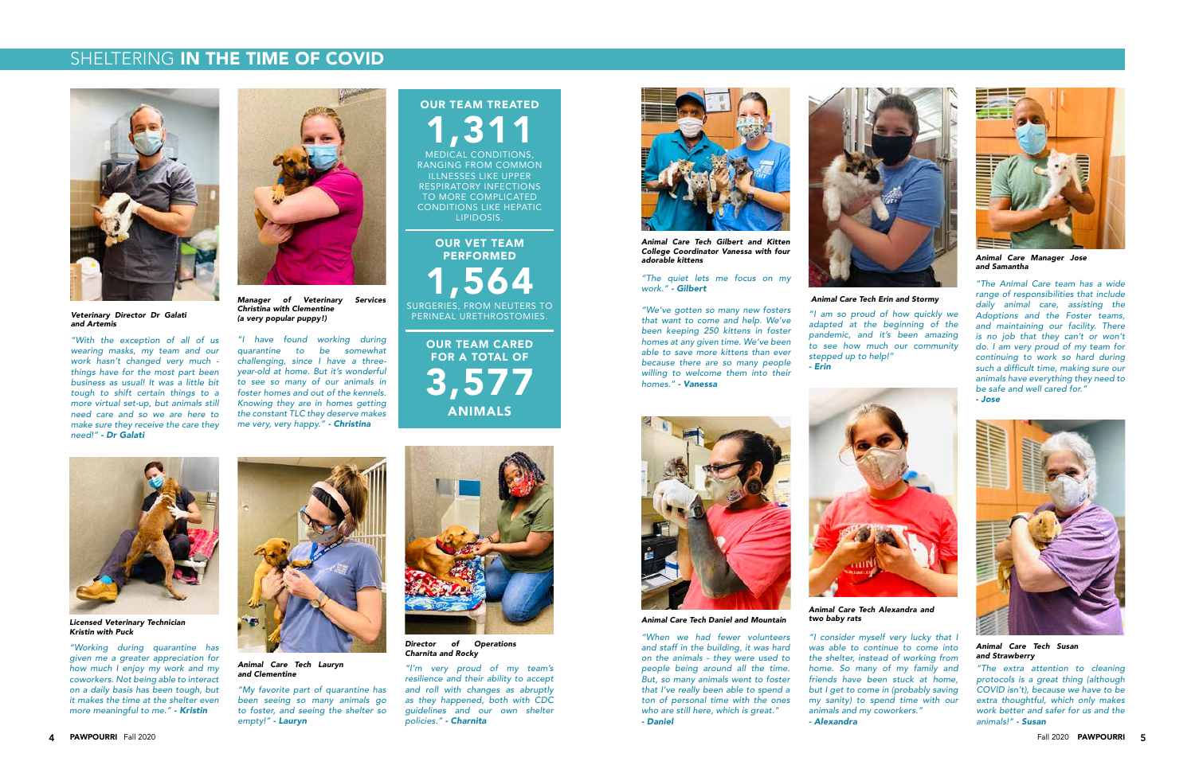# SHELTERING **IN THE TIME OF COVID**

***Veterinary Director Dr Galati and Artemis***

*"With the exception of all of us wearing masks, my team and our work hasn't changed very much - things have for the most part been business as usual! It was a little bit tough to shift certain things to a more virtual set-up, but animals still need care and so we are here to make sure they receive the care they need!"* ***- Dr Galati***

***Manager of Veterinary Services Christina with Clementine (a very popular puppy!)***

*"I have found working during quarantine to be somewhat challenging, since I have a three-year-old at home. But it's wonderful to see so many of our animals in foster homes and out of the kennels. Knowing they are in homes getting the constant TLC they deserve makes me very, very happy."* ***- Christina***

**OUR TEAM TREATED**

**1,311**

MEDICAL CONDITIONS, RANGING FROM COMMON ILLNESSES LIKE UPPER RESPIRATORY INFECTIONS TO MORE COMPLICATED CONDITIONS LIKE HEPATIC LIPIDOSIS.

**OUR VET TEAM PERFORMED**

**1,564**

SURGERIES, FROM NEUTERS TO PERINEAL URETHROSTOMIES.

**OUR TEAM CARED FOR A TOTAL OF**

**3,577**

**ANIMALS**

***Licensed Veterinary Technician Kristin with Puck***

*"Working during quarantine has given me a greater appreciation for how much I enjoy my work and my coworkers. Not being able to interact on a daily basis has been tough, but it makes the time at the shelter even more meaningful to me."* ***- Kristin***

***Animal Care Tech Lauryn and Clementine***

*"My favorite part of quarantine has been seeing so many animals go to foster, and seeing the shelter so empty!"* ***- Lauryn***

***Director of Operations Charnita and Rocky***

*"I'm very proud of my team's resilience and their ability to accept and roll with changes as abruptly as they happened, both with CDC guidelines and our own shelter policies."* ***- Charnita***

***Animal Care Tech Gilbert and Kitten College Coordinator Vanessa with four adorable kittens***

*"The quiet lets me focus on my work."* ***- Gilbert***

*"We've gotten so many new fosters that want to come and help. We've been keeping 250 kittens in foster homes at any given time. We've been able to save more kittens than ever because there are so many people willing to welcome them into their homes."* ***- Vanessa***

***Animal Care Tech Erin and Stormy***

*"I am so proud of how quickly we adapted at the beginning of the pandemic, and it's been amazing to see how much our community stepped up to help!"* ***- Erin***

***Animal Care Manager Jose and Samantha***

*"The Animal Care team has a wide range of responsibilities that include daily animal care, assisting the Adoptions and the Foster teams, and maintaining our facility. There is no job that they can't or won't do. I am very proud of my team for continuing to work so hard during such a difficult time, making sure our animals have everything they need to be safe and well cared for."* ***- Jose***

***Animal Care Tech Daniel and Mountain***

*"When we had fewer volunteers and staff in the building, it was hard on the animals - they were used to people being around all the time. But, so many animals went to foster that I've really been able to spend a ton of personal time with the ones who are still here, which is great."* ***- Daniel***

***Animal Care Tech Alexandra and two baby rats***

*"I consider myself very lucky that I was able to continue to come into the shelter, instead of working from home. So many of my family and friends have been stuck at home, but I get to come in (probably saving my sanity) to spend time with our animals and my coworkers."* ***- Alexandra***

***Animal Care Tech Susan and Strawberry***

*"The extra attention to cleaning protocols is a great thing (although COVID isn't), because we have to be extra thoughtful, which only makes work better and safer for us and the animals!"* ***- Susan***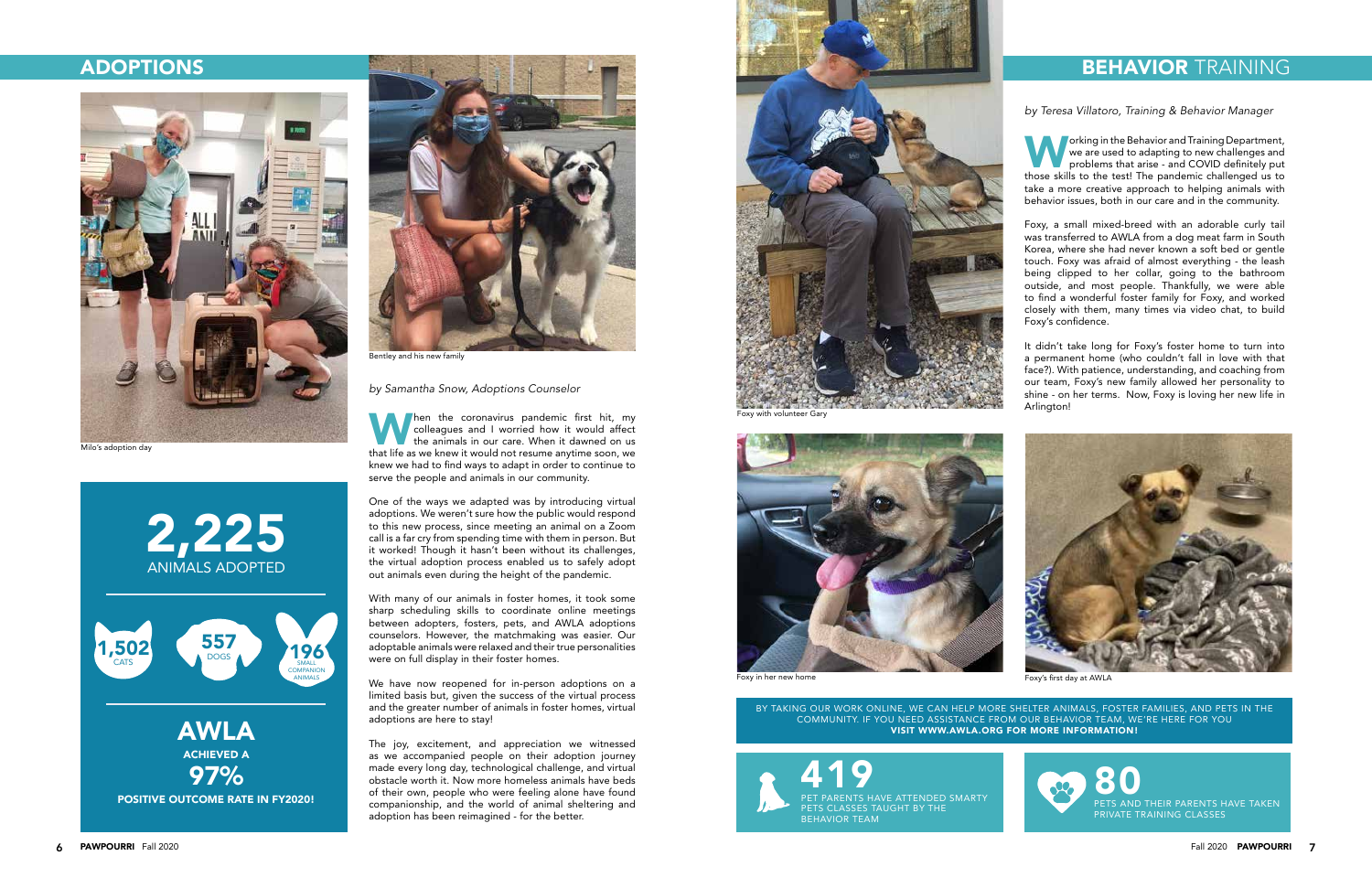## ADOPTIONS

Milo's adoption day

Bentley and his new family

*by Samantha Snow, Adoptions Counselor*

When the coronavirus pandemic first hit, my colleagues and I worried how it would affect the animals in our care. When it dawned on us that life as we knew it would not resume anytime soon, we knew we had to find ways to adapt in order to continue to serve the people and animals in our community.

One of the ways we adapted was by introducing virtual adoptions. We weren't sure how the public would respond to this new process, since meeting an animal on a Zoom call is a far cry from spending time with them in person. But it worked! Though it hasn't been without its challenges, the virtual adoption process enabled us to safely adopt out animals even during the height of the pandemic.

With many of our animals in foster homes, it took some sharp scheduling skills to coordinate online meetings between adopters, fosters, pets, and AWLA adoptions counselors. However, the matchmaking was easier. Our adoptable animals were relaxed and their true personalities were on full display in their foster homes.

We have now reopened for in-person adoptions on a limited basis but, given the success of the virtual process and the greater number of animals in foster homes, virtual adoptions are here to stay!

The joy, excitement, and appreciation we witnessed as we accompanied people on their adoption journey made every long day, technological challenge, and virtual obstacle worth it. Now more homeless animals have beds of their own, people who were feeling alone have found companionship, and the world of animal sheltering and adoption has been reimagined - for the better.

**2,225**
ANIMALS ADOPTED

**1,502** CATS
**557** DOGS
**196** SMALL COMPANION ANIMALS

**AWLA**
**ACHIEVED A**
**97%**
**POSITIVE OUTCOME RATE IN FY2020!**

## BEHAVIOR TRAINING

*by Teresa Villatoro, Training & Behavior Manager*

Working in the Behavior and Training Department, we are used to adapting to new challenges and problems that arise - and COVID definitely put those skills to the test! The pandemic challenged us to take a more creative approach to helping animals with behavior issues, both in our care and in the community.

Foxy, a small mixed-breed with an adorable curly tail was transferred to AWLA from a dog meat farm in South Korea, where she had never known a soft bed or gentle touch. Foxy was afraid of almost everything - the leash being clipped to her collar, going to the bathroom outside, and most people. Thankfully, we were able to find a wonderful foster family for Foxy, and worked closely with them, many times via video chat, to build Foxy's confidence.

It didn't take long for Foxy's foster home to turn into a permanent home (who couldn't fall in love with that face?). With patience, understanding, and coaching from our team, Foxy's new family allowed her personality to shine - on her terms. Now, Foxy is loving her new life in Arlington!

Foxy with volunteer Gary

Foxy in her new home

Foxy's first day at AWLA

BY TAKING OUR WORK ONLINE, WE CAN HELP MORE SHELTER ANIMALS, FOSTER FAMILIES, AND PETS IN THE COMMUNITY. IF YOU NEED ASSISTANCE FROM OUR BEHAVIOR TEAM, WE'RE HERE FOR YOU
**VISIT WWW.AWLA.ORG FOR MORE INFORMATION!**

**419**
PET PARENTS HAVE ATTENDED SMARTY PETS CLASSES TAUGHT BY THE BEHAVIOR TEAM

**80**
PETS AND THEIR PARENTS HAVE TAKEN PRIVATE TRAINING CLASSES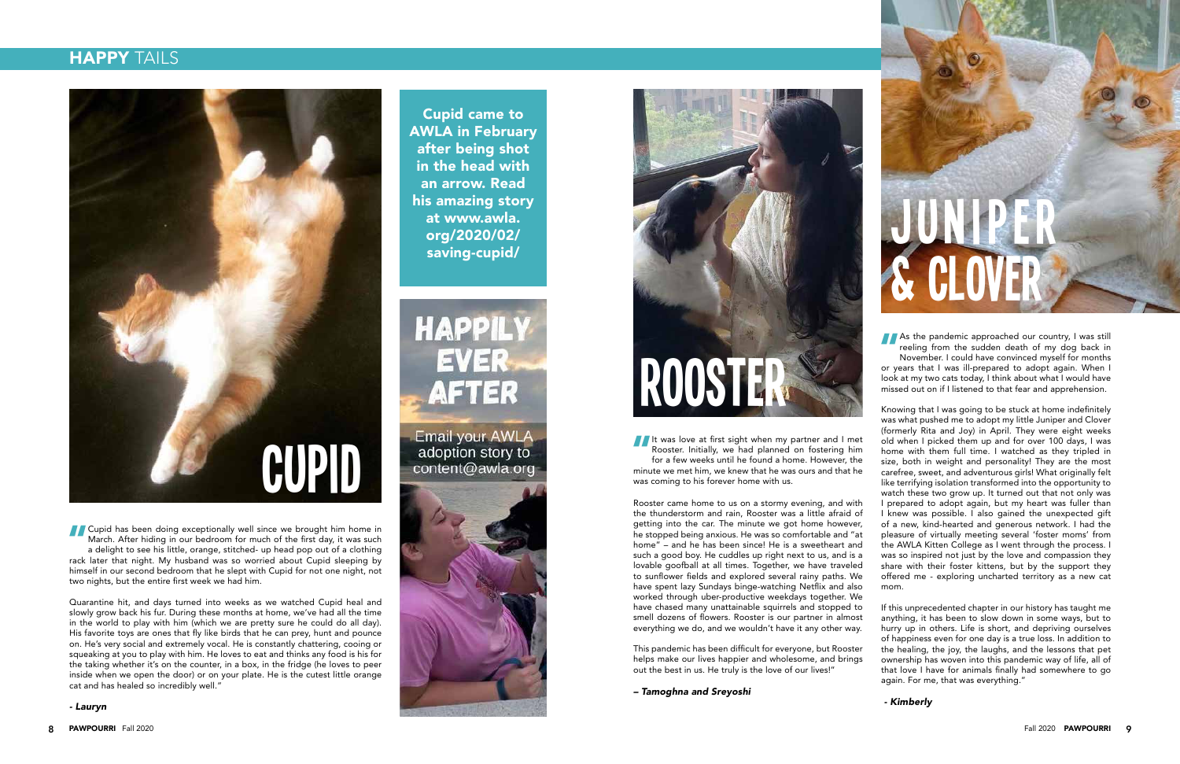## HAPPY TAILS

# CUPID

"Cupid has been doing exceptionally well since we brought him home in March. After hiding in our bedroom for much of the first day, it was such a delight to see his little, orange, stitched- up head pop out of a clothing rack later that night. My husband was so worried about Cupid sleeping by himself in our second bedroom that he slept with Cupid for not one night, not two nights, but the entire first week we had him.

Quarantine hit, and days turned into weeks as we watched Cupid heal and slowly grow back his fur. During these months at home, we've had all the time in the world to play with him (which we are pretty sure he could do all day). His favorite toys are ones that fly like birds that he can prey, hunt and pounce on. He's very social and extremely vocal. He is constantly chattering, cooing or squeaking at you to play with him. He loves to eat and thinks any food is his for the taking whether it's on the counter, in a box, in the fridge (he loves to peer inside when we open the door) or on your plate. He is the cutest little orange cat and has healed so incredibly well."

*- Lauryn*

**Cupid came to AWLA in February after being shot in the head with an arrow. Read his amazing story at www.awla.org/2020/02/saving-cupid/**

**HAPPILY EVER AFTER**

Email your AWLA adoption story to content@awla.org

# ROOSTER

"It was love at first sight when my partner and I met Rooster. Initially, we had planned on fostering him for a few weeks until he found a home. However, the minute we met him, we knew that he was ours and that he was coming to his forever home with us.

Rooster came home to us on a stormy evening, and with the thunderstorm and rain, Rooster was a little afraid of getting into the car. The minute we got home however, he stopped being anxious. He was so comfortable and "at home" – and he has been since! He is a sweetheart and such a good boy. He cuddles up right next to us, and is a lovable goofball at all times. Together, we have traveled to sunflower fields and explored several rainy paths. We have spent lazy Sundays binge-watching Netflix and also worked through uber-productive weekdays together. We have chased many unattainable squirrels and stopped to smell dozens of flowers. Rooster is our partner in almost everything we do, and we wouldn't have it any other way.

This pandemic has been difficult for everyone, but Rooster helps make our lives happier and wholesome, and brings out the best in us. He truly is the love of our lives!"

*– Tamoghna and Sreyoshi*

# JUNIPER & CLOVER

"As the pandemic approached our country, I was still reeling from the sudden death of my dog back in November. I could have convinced myself for months or years that I was ill-prepared to adopt again. When I look at my two cats today, I think about what I would have missed out on if I listened to that fear and apprehension.

Knowing that I was going to be stuck at home indefinitely was what pushed me to adopt my little Juniper and Clover (formerly Rita and Joy) in April. They were eight weeks old when I picked them up and for over 100 days, I was home with them full time. I watched as they tripled in size, both in weight and personality! They are the most carefree, sweet, and adventurous girls! What originally felt like terrifying isolation transformed into the opportunity to watch these two grow up. It turned out that not only was I prepared to adopt again, but my heart was fuller than I knew was possible. I also gained the unexpected gift of a new, kind-hearted and generous network. I had the pleasure of virtually meeting several 'foster moms' from the AWLA Kitten College as I went through the process. I was so inspired not just by the love and compassion they share with their foster kittens, but by the support they offered me - exploring uncharted territory as a new cat mom.

If this unprecedented chapter in our history has taught me anything, it has been to slow down in some ways, but to hurry up in others. Life is short, and depriving ourselves of happiness even for one day is a true loss. In addition to the healing, the joy, the laughs, and the lessons that pet ownership has woven into this pandemic way of life, all of that love I have for animals finally had somewhere to go again. For me, that was everything."

*- Kimberly*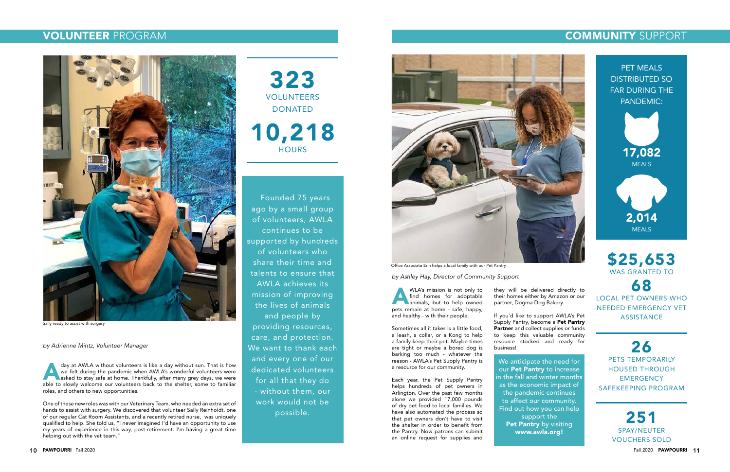## VOLUNTEER PROGRAM

Sally ready to assist with surgery

*by Adrienne Mintz, Volunteer Manager*

A day at AWLA without volunteers is like a day without sun. That is how we felt during the pandemic when AWLA's wonderful volunteers were asked to stay safe at home. Thankfully, after many grey days, we were able to slowly welcome our volunteers back to the shelter, some to familiar roles, and others to new opportunities.

One of these new roles was with our Veterinary Team, who needed an extra set of hands to assist with surgery. We discovered that volunteer Sally Reinholdt, one of our regular Cat Room Assistants, and a recently retired nurse, was uniquely qualified to help. She told us, "I never imagined I'd have an opportunity to use my years of experience in this way, post-retirement. I'm having a great time helping out with the vet team."

**323** VOLUNTEERS DONATED **10,218** HOURS

Founded 75 years ago by a small group of volunteers, AWLA continues to be supported by hundreds of volunteers who share their time and talents to ensure that AWLA achieves its mission of improving the lives of animals and people by providing resources, care, and protection. We want to thank each and every one of our dedicated volunteers for all that they do - without them, our work would not be possible.

## COMMUNITY SUPPORT

Office Associate Erin helps a local family with our Pet Pantry

*by Ashley Hay, Director of Community Support*

AWLA's mission is not only to find homes for adoptable animals, but to help owned pets remain at home - safe, happy, and healthy - with their people.

Sometimes all it takes is a little food, a leash, a collar, or a Kong to help a family keep their pet. Maybe times are tight or maybe a bored dog is barking too much - whatever the reason - AWLA's Pet Supply Pantry is a resource for our community.

Each year, the Pet Supply Pantry helps hundreds of pet owners in Arlington. Over the past few months alone we provided 17,000 pounds of dry pet food to local families. We have also automated the process so that pet owners don't have to visit the shelter in order to benefit from the Pantry. Now patrons can submit an online request for supplies and they will be delivered directly to their homes either by Amazon or our partner, Dogma Dog Bakery.

If you'd like to support AWLA's Pet Supply Pantry, become a **Pet Pantry Partner** and collect supplies or funds to keep this valuable community resource stocked and ready for business!

We anticipate the need for our **Pet Pantry** to increase in the fall and winter months as the economic impact of the pandemic continues to affect our community. Find out how you can help support the **Pet Pantry** by visiting **www.awla.org!**

PET MEALS DISTRIBUTED SO FAR DURING THE PANDEMIC:

**17,082** MEALS

**2,014** MEALS

**$25,653** WAS GRANTED TO **68** LOCAL PET OWNERS WHO NEEDED EMERGENCY VET ASSISTANCE

**26** PETS TEMPORARILY HOUSED THROUGH EMERGENCY SAFEKEEPING PROGRAM

**251** SPAY/NEUTER VOUCHERS SOLD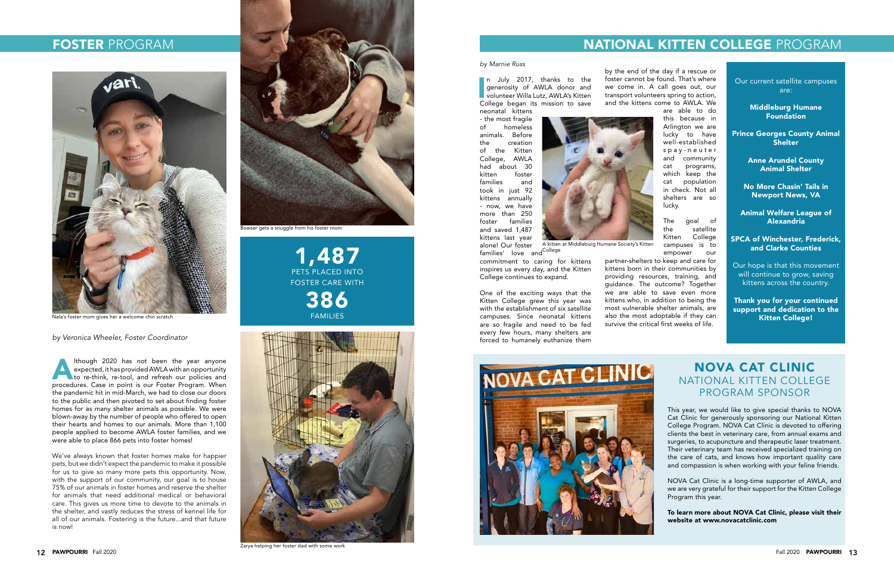# FOSTER PROGRAM

Nala's foster mom gives her a welcome chin scratch

Bowser gets a snuggle from his foster mom

**1,487**
PETS PLACED INTO FOSTER CARE WITH
**386**
FAMILIES

Zarya helping her foster dad with some work

*by Veronica Wheeler, Foster Coordinator*

Although 2020 has not been the year anyone expected, it has provided AWLA with an opportunity to re-think, re-tool, and refresh our policies and procedures. Case in point is our Foster Program. When the pandemic hit in mid-March, we had to close our doors to the public and then pivoted to set about finding foster homes for as many shelter animals as possible. We were blown-away by the number of people who offered to open their hearts and homes to our animals. More than 1,100 people applied to become AWLA foster families, and we were able to place 866 pets into foster homes!

We've always known that foster homes make for happier pets, but we didn't expect the pandemic to make it possible for us to give so many more pets this opportunity. Now, with the support of our community, our goal is to house 75% of our animals in foster homes and reserve the shelter for animals that need additional medical or behavioral care. This gives us more time to devote to the animals in the shelter, and vastly reduces the stress of kennel life for all of our animals. Fostering is the future...and that future is now!

# NATIONAL KITTEN COLLEGE PROGRAM

*by Marnie Russ*

In July 2017, thanks to the generosity of AWLA donor and volunteer Willa Lutz, AWLA's Kitten College began its mission to save neonatal kittens - the most fragile of homeless animals. Before the creation of the Kitten College, AWLA had about 30 kitten foster families and took in just 92 kittens annually - now, we have more than 250 foster families and saved 1,487 kittens last year alone! Our foster families' love and commitment to caring for kittens inspires us every day, and the Kitten College continues to expand.

One of the exciting ways that the Kitten College grew this year was with the establishment of six satellite campuses. Since neonatal kittens are so fragile and need to be fed every few hours, many shelters are forced to humanely euthanize them by the end of the day if a rescue or foster cannot be found. That's where we come in. A call goes out, our transport volunteers spring to action, and the kittens come to AWLA. We are able to do this because in Arlington we are lucky to have well-established spay-neuter and community cat programs, which keep the cat population in check. Not all shelters are so lucky.

A kitten at Middleburg Humane Society's Kitten College

The goal of the satellite Kitten College campuses is to empower our partner-shelters to keep and care for kittens born in their communities by providing resources, training, and guidance. The outcome? Together we are able to save even more kittens who, in addition to being the most vulnerable shelter animals, are also the most adoptable if they can survive the critical first weeks of life.

Our current satellite campuses are:

**Middleburg Humane Foundation**

**Prince Georges County Animal Shelter**

**Anne Arundel County Animal Shelter**

**No More Chasin' Tails in Newport News, VA**

**Animal Welfare League of Alexandria**

**SPCA of Winchester, Frederick, and Clarke Counties**

Our hope is that this movement will continue to grow, saving kittens across the country.

**Thank you for your continued support and dedication to the Kitten College!**

## NOVA CAT CLINIC
## NATIONAL KITTEN COLLEGE PROGRAM SPONSOR

This year, we would like to give special thanks to NOVA Cat Clinic for generously sponsoring our National Kitten College Program. NOVA Cat Clinic is devoted to offering clients the best in veterinary care, from annual exams and surgeries, to acupuncture and therapeutic laser treatment. Their veterinary team has received specialized training on the care of cats, and knows how important quality care and compassion is when working with your feline friends.

NOVA Cat Clinic is a long-time supporter of AWLA, and we are very grateful for their support for the Kitten College Program this year.

**To learn more about NOVA Cat Clinic, please visit their website at www.novacatclinic.com**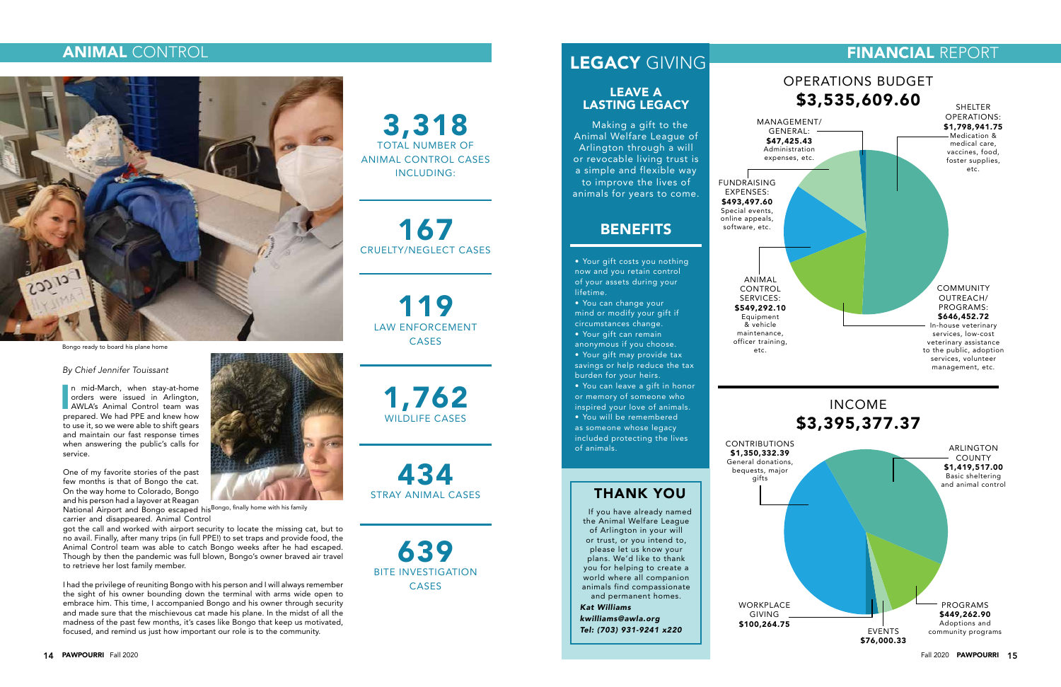# ANIMAL CONTROL

Bongo ready to board his plane home

*By Chief Jennifer Touissant*

In mid-March, when stay-at-home orders were issued in Arlington, AWLA's Animal Control team was prepared. We had PPE and knew how to use it, so we were able to shift gears and maintain our fast response times when answering the public's calls for service.

One of my favorite stories of the past few months is that of Bongo the cat. On the way home to Colorado, Bongo and his person had a layover at Reagan National Airport and Bongo escaped his carrier and disappeared. Animal Control got the call and worked with airport security to locate the missing cat, but to no avail. Finally, after many trips (in full PPE!) to set traps and provide food, the Animal Control team was able to catch Bongo weeks after he had escaped. Though by then the pandemic was full blown, Bongo's owner braved air travel to retrieve her lost family member.

Bongo, finally home with his family

I had the privilege of reuniting Bongo with his person and I will always remember the sight of his owner bounding down the terminal with arms wide open to embrace him. This time, I accompanied Bongo and his owner through security and made sure that the mischievous cat made his plane. In the midst of all the madness of the past few months, it's cases like Bongo that keep us motivated, focused, and remind us just how important our role is to the community.

**3,318** TOTAL NUMBER OF ANIMAL CONTROL CASES INCLUDING:

**167** CRUELTY/NEGLECT CASES

**119** LAW ENFORCEMENT CASES

**1,762** WILDLIFE CASES

**434** STRAY ANIMAL CASES

**639** BITE INVESTIGATION CASES

# LEGACY GIVING

## LEAVE A LASTING LEGACY

Making a gift to the Animal Welfare League of Arlington through a will or revocable living trust is a simple and flexible way to improve the lives of animals for years to come.

## BENEFITS

- Your gift costs you nothing now and you retain control of your assets during your lifetime.
- You can change your mind or modify your gift if circumstances change.
- Your gift can remain anonymous if you choose.
- Your gift may provide tax savings or help reduce the tax burden for your heirs.
- You can leave a gift in honor or memory of someone who inspired your love of animals.
- You will be remembered as someone whose legacy included protecting the lives of animals.

## THANK YOU

If you have already named the Animal Welfare League of Arlington in your will or trust, or you intend to, please let us know your plans. We'd like to thank you for helping to create a world where all companion animals find compassionate and permanent homes.

***Kat Williams***
***kwilliams@awla.org***
***Tel: (703) 931-9241 x220***

# FINANCIAL REPORT

## OPERATIONS BUDGET $3,535,609.60

- **SHELTER OPERATIONS: $1,798,941.75** — Medication & medical care, vaccines, food, foster supplies, etc.
- **COMMUNITY OUTREACH/ PROGRAMS: $646,452.72** — In-house veterinary services, low-cost veterinary assistance to the public, adoption services, volunteer management, etc.
- **ANIMAL CONTROL SERVICES: $549,292.10** — Equipment & vehicle maintenance, officer training, etc.
- **FUNDRAISING EXPENSES: $493,497.60** — Special events, online appeals, software, etc.
- **MANAGEMENT/ GENERAL: $47,425.43** — Administration expenses, etc.

## INCOME $3,395,377.37

- **ARLINGTON COUNTY $1,419,517.00** — Basic sheltering and animal control
- **CONTRIBUTIONS $1,350,332.39** — General donations, bequests, major gifts
- **PROGRAMS $449,262.90** — Adoptions and community programs
- **WORKPLACE GIVING $100,264.75**
- **EVENTS $76,000.33**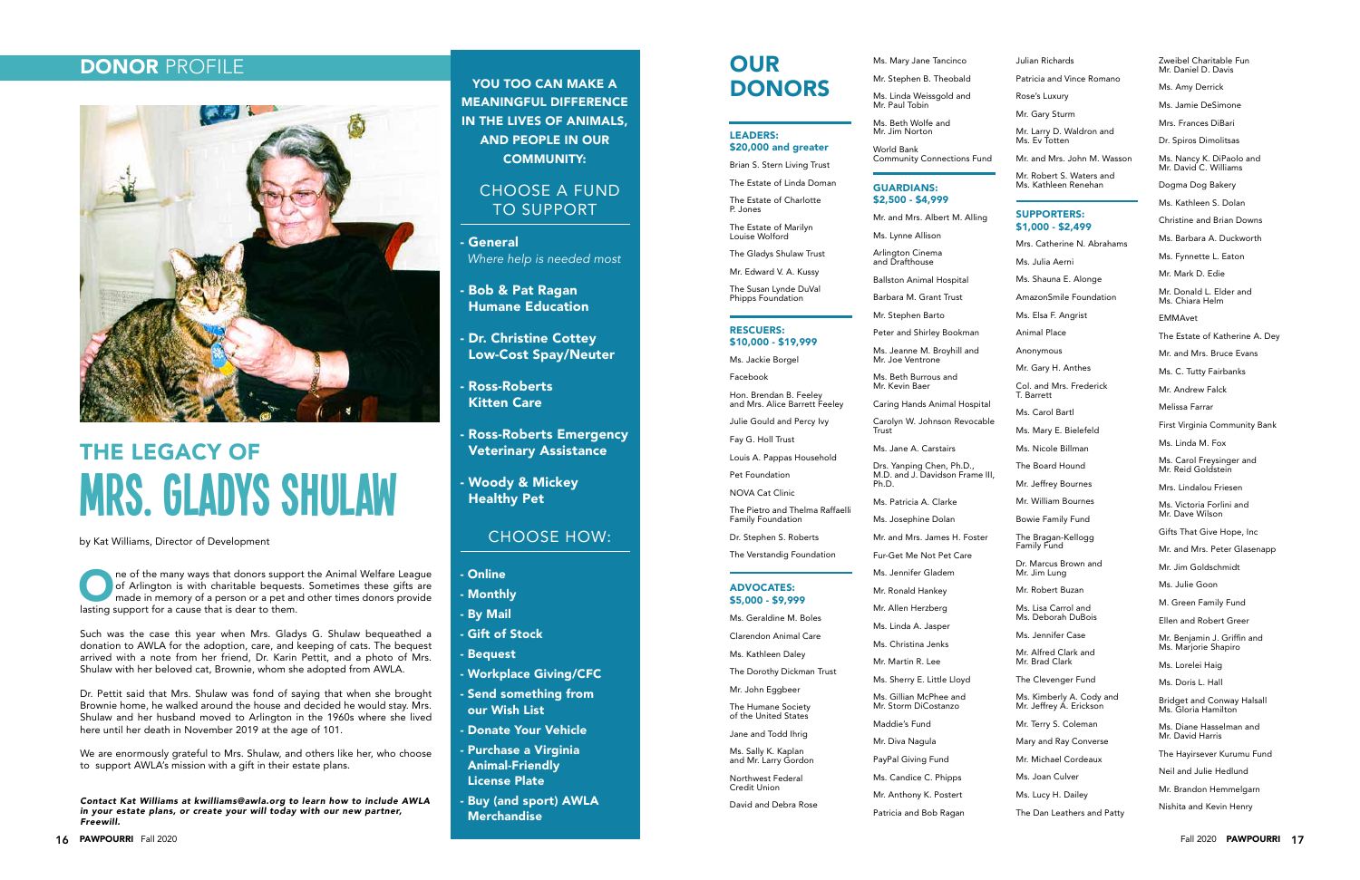## DONOR PROFILE

# THE LEGACY OF MRS. GLADYS SHULAW

by Kat Williams, Director of Development

One of the many ways that donors support the Animal Welfare League of Arlington is with charitable bequests. Sometimes these gifts are made in memory of a person or a pet and other times donors provide lasting support for a cause that is dear to them.

Such was the case this year when Mrs. Gladys G. Shulaw bequeathed a donation to AWLA for the adoption, care, and keeping of cats. The bequest arrived with a note from her friend, Dr. Karin Pettit, and a photo of Mrs. Shulaw with her beloved cat, Brownie, whom she adopted from AWLA.

Dr. Pettit said that Mrs. Shulaw was fond of saying that when she brought Brownie home, he walked around the house and decided he would stay. Mrs. Shulaw and her husband moved to Arlington in the 1960s where she lived here until her death in November 2019 at the age of 101.

We are enormously grateful to Mrs. Shulaw, and others like her, who choose to support AWLA's mission with a gift in their estate plans.

***Contact Kat Williams at kwilliams@awla.org to learn how to include AWLA in your estate plans, or create your will today with our new partner, Freewill.***

**YOU TOO CAN MAKE A MEANINGFUL DIFFERENCE IN THE LIVES OF ANIMALS, AND PEOPLE IN OUR COMMUNITY:**

### CHOOSE A FUND TO SUPPORT

- **General**
  *Where help is needed most*
- **Bob & Pat Ragan Humane Education**
- **Dr. Christine Cottey Low-Cost Spay/Neuter**
- **Ross-Roberts Kitten Care**
- **Ross-Roberts Emergency Veterinary Assistance**
- **Woody & Mickey Healthy Pet**

### CHOOSE HOW:

- **Online**
- **Monthly**
- **By Mail**
- **Gift of Stock**
- **Bequest**
- **Workplace Giving/CFC**
- **Send something from our Wish List**
- **Donate Your Vehicle**
- **Purchase a Virginia Animal-Friendly License Plate**
- **Buy (and sport) AWLA Merchandise**

# OUR DONORS

### LEADERS: $20,000 and greater

Brian S. Stern Living Trust
The Estate of Linda Doman
The Estate of Charlotte P. Jones
The Estate of Marilyn Louise Wolford
The Gladys Shulaw Trust
Mr. Edward V. A. Kussy
The Susan Lynde DuVal Phipps Foundation

### RESCUERS: $10,000 - $19,999

Ms. Jackie Borgel
Facebook
Hon. Brendan B. Feeley and Mrs. Alice Barrett Feeley
Julie Gould and Percy Ivy
Fay G. Holl Trust
Louis A. Pappas Household
Pet Foundation
NOVA Cat Clinic
The Pietro and Thelma Raffaelli Family Foundation
Dr. Stephen S. Roberts
The Verstandig Foundation

### ADVOCATES: $5,000 - $9,999

Ms. Geraldine M. Boles
Clarendon Animal Care
Ms. Kathleen Daley
The Dorothy Dickman Trust
Mr. John Eggbeer
The Humane Society of the United States
Jane and Todd Ihrig
Ms. Sally K. Kaplan and Mr. Larry Gordon
Northwest Federal Credit Union
David and Debra Rose
Ms. Mary Jane Tancinco
Mr. Stephen B. Theobald
Ms. Linda Weissgold and Mr. Paul Tobin
Ms. Beth Wolfe and Mr. Jim Norton
World Bank Community Connections Fund

### GUARDIANS: $2,500 - $4,999

Mr. and Mrs. Albert M. Alling
Ms. Lynne Allison
Arlington Cinema and Drafthouse
Ballston Animal Hospital
Barbara M. Grant Trust
Mr. Stephen Barto
Peter and Shirley Bookman
Ms. Jeanne M. Broyhill and Mr. Joe Ventrone
Ms. Beth Burrous and Mr. Kevin Baer
Caring Hands Animal Hospital
Carolyn W. Johnson Revocable Trust
Ms. Jane A. Carstairs
Drs. Yanping Chen, Ph.D., M.D. and J. Davidson Frame III, Ph.D.
Ms. Patricia A. Clarke
Ms. Josephine Dolan
Mr. and Mrs. James H. Foster
Fur-Get Me Not Pet Care
Ms. Jennifer Gladem
Mr. Ronald Hankey
Mr. Allen Herzberg
Ms. Linda A. Jasper
Ms. Christina Jenks
Mr. Martin R. Lee
Ms. Sherry E. Little Lloyd
Ms. Gillian McPhee and Mr. Storm DiCostanzo
Maddie's Fund
Mr. Diva Nagula
PayPal Giving Fund
Ms. Candice C. Phipps
Mr. Anthony K. Postert
Patricia and Bob Ragan
Julian Richards
Patricia and Vince Romano
Rose's Luxury
Mr. Gary Sturm
Mr. Larry D. Waldron and Ms. Ev Totten
Mr. and Mrs. John M. Wasson
Mr. Robert S. Waters and Ms. Kathleen Renehan

### SUPPORTERS: $1,000 - $2,499

Mrs. Catherine N. Abrahams
Ms. Julia Aerni
Ms. Shauna E. Alonge
AmazonSmile Foundation
Ms. Elsa F. Angrist
Animal Place
Anonymous
Mr. Gary H. Anthes
Col. and Mrs. Frederick T. Barrett
Ms. Carol Bartl
Ms. Mary E. Bielefeld
Ms. Nicole Billman
The Board Hound
Mr. Jeffrey Bournes
Mr. William Bournes
Bowie Family Fund
The Bragan-Kellogg Family Fund
Dr. Marcus Brown and Mr. Jim Lung
Mr. Robert Buzan
Ms. Lisa Carrol and Ms. Deborah DuBois
Ms. Jennifer Case
Mr. Alfred Clark and Mr. Brad Clark
The Clevenger Fund
Ms. Kimberly A. Cody and Mr. Jeffrey A. Erickson
Mr. Terry S. Coleman
Mary and Ray Converse
Mr. Michael Cordeaux
Ms. Joan Culver
Ms. Lucy H. Dailey
The Dan Leathers and Patty Zweibel Charitable Fun
Mr. Daniel D. Davis
Ms. Amy Derrick
Ms. Jamie DeSimone
Mrs. Frances DiBari
Dr. Spiros Dimolitsas
Ms. Nancy K. DiPaolo and Mr. David C. Williams
Dogma Dog Bakery
Ms. Kathleen S. Dolan
Christine and Brian Downs
Ms. Barbara A. Duckworth
Ms. Fynnette L. Eaton
Mr. Mark D. Edie
Mr. Donald L. Elder and Ms. Chiara Helm
EMMAvet
The Estate of Katherine A. Dey
Mr. and Mrs. Bruce Evans
Ms. C. Tutty Fairbanks
Mr. Andrew Falck
Melissa Farrar
First Virginia Community Bank
Ms. Linda M. Fox
Ms. Carol Freysinger and Mr. Reid Goldstein
Mrs. Lindalou Friesen
Ms. Victoria Forlini and Mr. Dave Wilson
Gifts That Give Hope, Inc
Mr. and Mrs. Peter Glasenapp
Mr. Jim Goldschmidt
Ms. Julie Goon
M. Green Family Fund
Ellen and Robert Greer
Mr. Benjamin J. Griffin and Ms. Marjorie Shapiro
Ms. Lorelei Haig
Ms. Doris L. Hall
Bridget and Conway Halsall
Ms. Gloria Hamilton
Ms. Diane Hasselman and Mr. David Harris
The Hayirsever Kurumu Fund
Neil and Julie Hedlund
Mr. Brandon Hemmelgarn
Nishita and Kevin Henry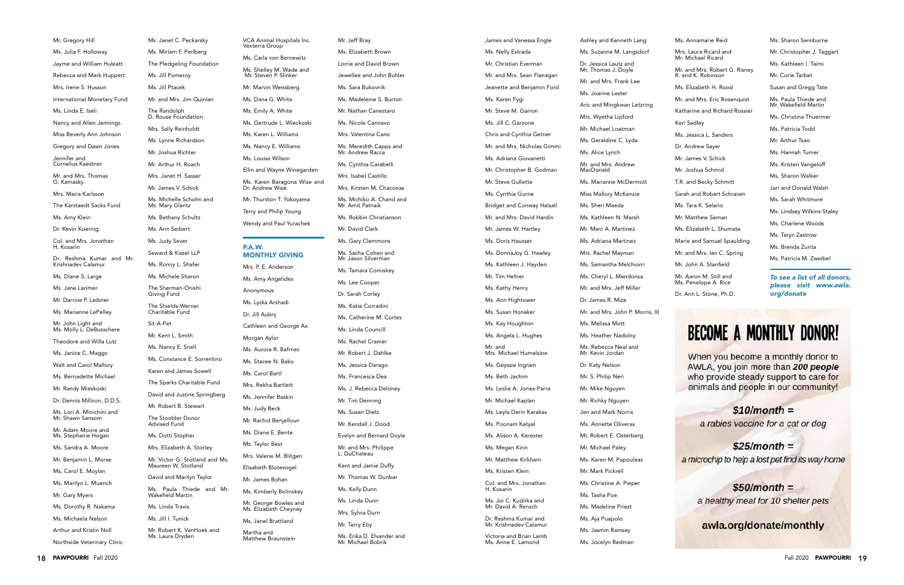Mr. Gregory Hill
Ms. Julia F. Holloway
Jayme and William Huleatt
Rebecca and Mark Huppert
Mrs. Irene S. Husson
International Monetary Fund
Ms. Linda E. Iseli
Nancy and Allen Jennings
Miss Beverly Ann Johnson
Gregory and Dawn Jones
Jennifer and Cornelius Kaestner
Mr. and Mrs. Thomas G. Kamasky
Mrs. Maria Karlsson
The Karstaedt Sacks Fund
Ms. Amy Klein
Dr. Kevin Koernig
Col. and Mrs. Jonathan H. Kosarin
Dr. Reshma Kumar and Mr. Krishnadev Calamur
Ms. Diane S. Large
Ms. Jane Larimer
Mr. Darrow P. Leibner
Ms. Marianne LePelley
Mr. John Light and Ms. Molly L. DeBusschere
Theodore and Willa Lutz
Ms. Janice C. Maggs
Walt and Carol Mallory
Ms. Bernadette Michael
Mr. Randy Mieskoski
Dr. Dennis Milliron, D.D.S.
Ms. Lori A. Minichini and Mr. Shawn Sansom
Mr. Adam Moore and Ms. Stephanie Hogan
Ms. Sandra A. Moore
Mr. Benjamin L. Morse
Ms. Carol E. Moylan
Ms. Marilyn L. Muench
Mr. Gary Myers
Ms. Dorothy R. Nakama
Ms. Michaela Nelson
Arthur and Kristin Noll
Northside Veterinary Clinic
Ms. Janet C. Peckarsky
Ms. Miriam F. Perlberg
The Pledgeling Foundation
Ms. Jill Pomeroy
Ms. Jill Ptacek
Mr. and Mrs. Jim Quinlan
The Randolph D. Rouse Foundation
Mrs. Sally Reinholdt
Ms. Lynne Richardson
Mr. Joshua Richter
Mr. Arthur H. Roach
Mrs. Janet H. Sasser
Mr. James V. Schick
Ms. Michelle Schohn and Ms. Mary Glantz
Ms. Bethany Schultz
Ms. Ann Seibert
Ms. Judy Sever
Seward & Kissel LLP
Ms. Ronny L. Shafer
Ms. Michele Sharon
The Sherman-Onishi Giving Fund
The Shields-Werner Charitable Fund
Sit-A-Pet
Mr. Kent L. Smith
Ms. Nancy E. Snell
Ms. Constance E. Sorrentino
Karen and James Sowell
The Sparks Charitable Fund
David and Justine Springberg
Mr. Robert B. Stewart
The Stoobler Donor Advised Fund
Ms. Dotti Stopher
Mrs. Elizabeth A. Storley
Mr. Victor G. Stotland and Ms. Maureen W. Stotland
David and Marilyn Taylor
Ms. Paula Thiede and Mr. Wakefield Martin
Ms. Linda Travis
Ms. Jill I. Tunick
Mr. Robert K. VanHoek and Ms. Laura Dryden
VCA Animal Hospitals Inc. Vexterra Group
Ms. Carla von Bernewitz
Ms. Shelley M. Wade and Mr. Steven P. Slinker
Mr. Marvin Weissberg
Ms. Dana G. White
Ms. Emily A. White
Ms. Gertrude L. Wieckoski
Ms. Karen L. Williams
Ms. Nancy E. Williams
Ms. Louise Wilson
Ellin and Wayne Winegarden
Ms. Karen Baragona Wise and Dr. Andrew Wise
Mr. Thurston T. Yokoyama
Terry and Philip Young
Wendy and Paul Yurachek

## P.A.W. MONTHLY GIVING

Mrs. P. E. Anderson
Ms. Amy Angelides
Anonymous
Ms. Lydia Arshadi
Dr. Jill Aubry
Cathleen and George Ax
Morgan Aylor
Ms. Aurora R. Bafrnec
Ms. Stacee N. Bako
Ms. Carol Bartl
Mrs. Rekha Bartlett
Ms. Jennifer Baskin
Ms. Judy Beck
Mr. Rachid Benjelloun
Ms. Diane E. Bente
Ms. Taylor Best
Mrs. Valerie M. Blitgen
Elisabeth Blotevogel
Mr. James Bohan
Ms. Kimberly Bolinskey
Mr. George Bowles and Ms. Elizabeth Cheyney
Ms. Janel Brattland
Martha and Matthew Braunstein
Mr. Jeff Bray
Ms. Elizabeth Brown
Lorrie and David Brown
Jewellee and John Buhler
Ms. Sara Bukovnik
Ms. Madeleine S. Burton
Mr. Nathan Canestaro
Ms. Nicole Cannavo
Mrs. Valentina Cano
Ms. Meredith Capps and Mr. Andrew Racca
Ms. Cynthia Carabelli
Mrs. Isabel Castillo
Mrs. Kirsten M. Chaconas
Ms. Michiko A. Chand and Mr. Amit Patnaik
Ms. Robbin Christianson
Mr. David Clark
Ms. Gary Clemmons
Ms. Sacha Cohen and Mr. Jason Silverman
Ms. Tamara Comiskey
Ms. Lee Cooper
Dr. Sarah Corley
Ms. Katie Corradini
Ms. Catherine M. Cortes
Ms. Linda Councill
Ms. Rachel Cramer
Mr. Robert J. Dahlke
Ms. Jessica Darago
Ms. Francesca Dea
Ms. J. Rebecca Deloney
Mr. Tim Denning
Ms. Susan Dietz
Mr. Kendall J. Dood
Evelyn and Bernard Doyle
Mr. and Mrs. Philippe L. DuChateau
Kent and Jamie Duffy
Mr. Thomas W. Dunbar
Ms. Kelly Dunn
Ms. Linda Dunn
Mrs. Sylvia Durn
Mr. Terry Eby
Ms. Erika D. Elvander and Mr. Michael Bobrik
James and Vanessa Engle
Ms. Nelly Estrada
Mr. Christian Everman
Mr. and Mrs. Sean Flanagan
Jeanette and Benjamin Ford
Ms. Karen Fygi
Mr. Steve M. Garron
Ms. Jill C. Garzone
Chris and Cynthia Getner
Mr. and Mrs. Nicholas Gimmi
Ms. Adriana Giovanetti
Mr. Christopher B. Godman
Mr. Steve Gullette
Ms. Cynthia Gurne
Bridget and Conway Halsall
Mr. and Mrs. David Hardin
Mr. James W. Hartley
Ms. Doris Hausser
Ms. DonnaJoy G. Hawley
Ms. Kathleen J. Hayden
Mr. Tim Hefner
Ms. Kathy Henry
Ms. Ann Hightower
Ms. Susan Honaker
Ms. Kay Houghton
Ms. Angela L. Hughes
Mr. and Mrs. Michael Humelsine
Ms. Geyssie Ingram
Ms. Beth Jachim
Ms. Leslie A. Jones-Parra
Mr. Michael Kaplan
Ms. Leyla Derin Karakas
Ms. Poonam Katyal
Ms. Alison A. Kerester
Ms. Megan Kirin
Mr. Matthew Kirkham
Ms. Kristen Klein
Col. and Mrs. Jonathan H. Kosarin
Ms. Joi C. Kudirka and Mr. David A. Rensch
Dr. Reshma Kumar and Mr. Krishnadev Calamur
Victoria and Brian Lamb
Ms. Anne E. Lamond
Ashley and Kenneth Lang
Ms. Suzanne M. Langsdorf
Dr. Jessica Lautz and Mr. Thomas J. Doyle
Mr. and Mrs. Frank Lee
Ms. Joanne Lester
Aric and Mingkwan Letzring
Mrs. Wyetha Lipford
Mr. Michael Loatman
Ms. Geraldine C. Lyda
Ms. Alice Lynch
Mr. and Mrs. Andrew MacDonald
Ms. Marianne McDermott
Miss Mallory McKenzie
Ms. Sheri Maeda
Ms. Kathleen N. Marsh
Mr. Marc A. Martinez
Ms. Adriana Martinez
Mrs. Rachel Mayman
Ms. Samantha Melchiorri
Ms. Cheryl L. Mendonsa
Mr. and Mrs. Jeff Miller
Dr. James R. Mize
Mr. and Mrs. John P. Morris, III
Ms. Melissa Mott
Ms. Heather Nadolny
Ms. Rebecca Neal and Mr. Kevin Jordan
Dr. Katy Nelson
Mr. S. Philip Neri
Mr. Mike Nguyen
Mr. Richky Nguyen
Jen and Mark Norris
Ms. Annette Oliveras
Mr. Robert E. Osterberg
Mr. Michael Paley
Ms. Karen M. Papouleas
Mr. Mark Pickrell
Ms. Christine A. Pieper
Ms. Tasha Poe
Ms. Madeline Priest
Ms. Aja Puapolo
Ms. Jasmin Ramsey
Ms. Jocelyn Redman
Ms. Annamarie Reid
Mrs. Laura Ricard and Mr. Michael Ricard
Mr. and Mrs. Robert G. Risney R. and K. Robinson
Ms. Elizabeth H. Rood
Mr. and Mrs. Eric Rosenquist
Katharine and Richard Rossier
Keri Sadley
Ms. Jessica L. Sanders
Dr. Andrew Sayer
Mr. James V. Schick
Mr. Joshua Schmid
T.R. and Becky Schmitt
Sarah and Robert Schraven
Ms. Tara K. Selario
Mr. Matthew Seman
Ms. Elizabeth L. Shumate
Marie and Samuel Spaulding
Mr. and Mrs. Ian C. Spring
Mr. John A. Stanfield
Mr. Aaron M. Still and Ms. Penelope A. Rice
Dr. Ann L. Stone, Ph.D.
Ms. Sharon Swinburne
Mr. Christopher J. Taggart
Ms. Kathleen I. Taimi
Mr. Corie Tarbet
Susan and Gregg Tate
Ms. Paula Thiede and Mr. Wakefield Martin
Ms. Christina Thuermer
Ms. Patricia Todd
Mr. Arthur Tsao
Ms. Hannah Turner
Ms. Kristen Vangeloff
Ms. Sharon Walker
Jari and Donald Walsh
Ms. Sarah Whitmore
Ms. Lindsey Wilkins-Staley
Ms. Charlene Woods
Ms. Taryn Zastrow
Ms. Brenda Zurita
Ms. Patricia M. Zweibel

***To see a list of all donors, please visit www.awla.org/donate***

# BECOME A MONTHLY DONOR!

When you become a monthly donor to AWLA, you join more than ***200 people*** who provide steady support to care for animals and people in our community!

***$10/month =***
*a rabies vaccine for a cat or dog*

***$25/month =***
*a microchip to help a lost pet find its way home*

***$50/month =***
*a healthy meal for 10 shelter pets*

**awla.org/donate/monthly**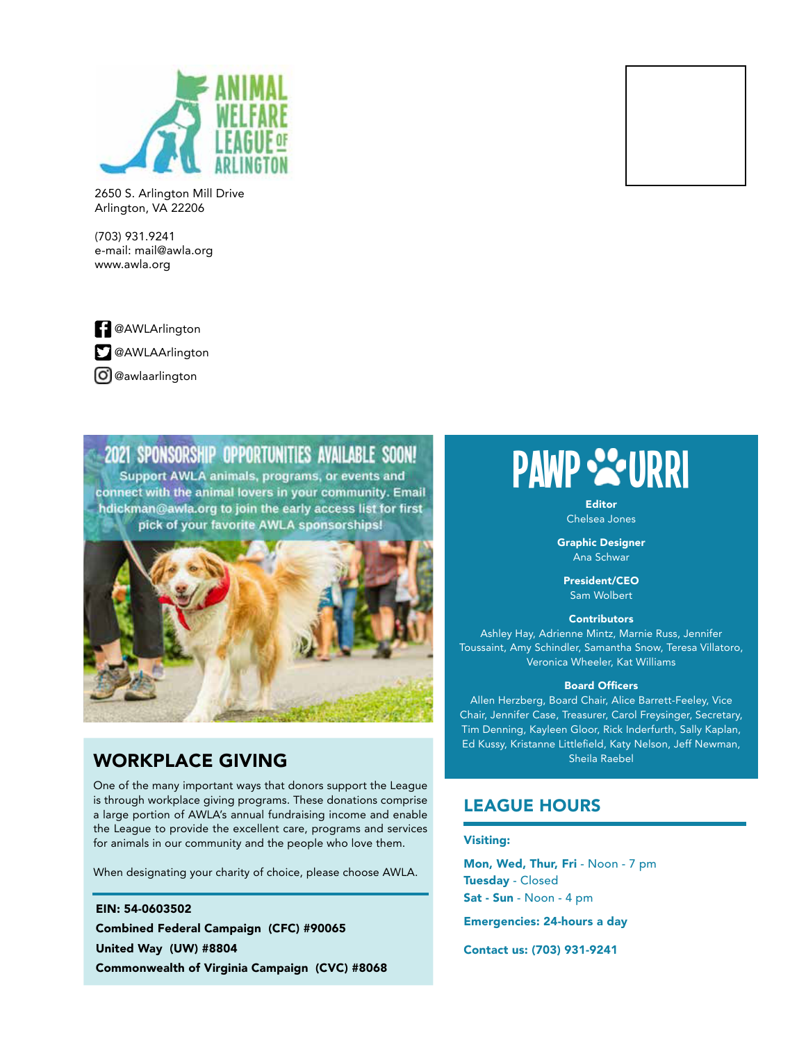ANIMAL WELFARE LEAGUE OF ARLINGTON

2650 S. Arlington Mill Drive
Arlington, VA 22206

(703) 931.9241
e-mail: mail@awla.org
www.awla.org

@AWLArlington
@AWLAArlington
@awlaarlington

## 2021 SPONSORSHIP OPPORTUNITIES AVAILABLE SOON!

Support AWLA animals, programs, or events and connect with the animal lovers in your community. Email hdickman@awla.org to join the early access list for first pick of your favorite AWLA sponsorships!

## WORKPLACE GIVING

One of the many important ways that donors support the League is through workplace giving programs. These donations comprise a large portion of AWLA's annual fundraising income and enable the League to provide the excellent care, programs and services for animals in our community and the people who love them.

When designating your charity of choice, please choose AWLA.

**EIN: 54-0603502**
**Combined Federal Campaign (CFC) #90065**
**United Way (UW) #8804**
**Commonwealth of Virginia Campaign (CVC) #8068**

## PAWPURRI

**Editor**
Chelsea Jones

**Graphic Designer**
Ana Schwar

**President/CEO**
Sam Wolbert

**Contributors**
Ashley Hay, Adrienne Mintz, Marnie Russ, Jennifer Toussaint, Amy Schindler, Samantha Snow, Teresa Villatoro, Veronica Wheeler, Kat Williams

**Board Officers**
Allen Herzberg, Board Chair, Alice Barrett-Feeley, Vice Chair, Jennifer Case, Treasurer, Carol Freysinger, Secretary, Tim Denning, Kayleen Gloor, Rick Inderfurth, Sally Kaplan, Ed Kussy, Kristanne Littlefield, Katy Nelson, Jeff Newman, Sheila Raebel

## LEAGUE HOURS

**Visiting:**

**Mon, Wed, Thur, Fri** - Noon - 7 pm
**Tuesday** - Closed
**Sat - Sun** - Noon - 4 pm

**Emergencies: 24-hours a day**

**Contact us: (703) 931-9241**